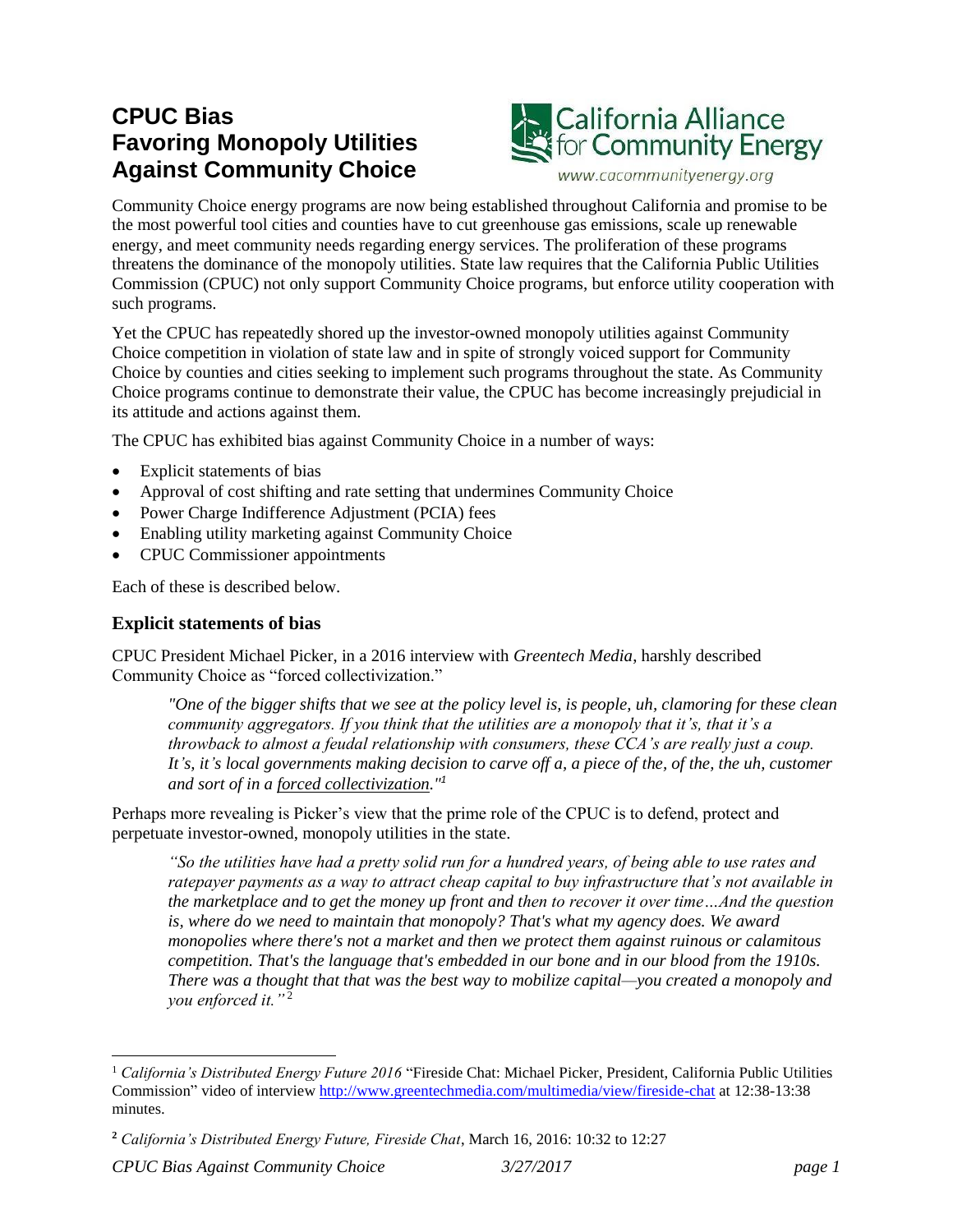# CPUC Bias Favoring Monopoly Utilities Against Community Choice

California Alliance for Community Energy

www.cacommunityenergy.org

Community Choice energy programs are now being established throughout California and promise to be the most powerful tool cities and counties have to cut greenhouse gas emissions, scale up renewable energy, and meet community needs regarding energy services. The proliferation of these programs threatens the dominance of the monopoly utilities. State law requires that the California Public Utilities Commission (CPUC) not only support Community Choice programs, but enforce utility cooperation with such programs.

Yet the CPUC has repeatedly shored up the investor-owned monopoly utilities against Community Choice competition in violation of state law and in spite of strongly voiced support for Community Choice by counties and cities seeking to implement such programs throughout the state. As Community Choice programs continue to demonstrate their value, the CPUC has become increasingly prejudicial in its attitude and actions against them.

The CPUC has exhibited bias against Community Choice in a number of ways:

- Explicit statements of bias
- Approval of cost shifting and rate setting that undermines Community Choice
- Power Charge Indifference Adjustment (PCIA) fees
- Enabling utility marketing against Community Choice
- CPUC Commissioner appointments

Each of these is described below.

## Explicit statements of bias

CPUC President Michael Picker, in a 2016 interview with *Greentech Media*, harshly described Community Choice as "forced collectivization."

> *"One of the bigger shifts that we see at the policy level is, is people, uh, clamoring for these clean community aggregators. If you think that the utilities are a monopoly that it's, that it's a throwback to almost a feudal relationship with consumers, these CCA's are really just a coup. It's, it's local governments making decision to carve off a, a piece of the, of the, the uh, customer and sort of in a forced collectivization."*[1]

Perhaps more revealing is Picker's view that the prime role of the CPUC is to defend, protect and perpetuate investor-owned, monopoly utilities in the state.

> *"So the utilities have had a pretty solid run for a hundred years, of being able to use rates and ratepayer payments as a way to attract cheap capital to buy infrastructure that's not available in the marketplace and to get the money up front and then to recover it over time…And the question is, where do we need to maintain that monopoly? That's what my agency does. We award monopolies where there's not a market and then we protect them against ruinous or calamitous competition. That's the language that's embedded in our bone and in our blood from the 1910s. There was a thought that that was the best way to mobilize capital—you created a monopoly and you enforced it."*[2]

---

[1] *California's Distributed Energy Future 2016* "Fireside Chat: Michael Picker, President, California Public Utilities Commission" video of interview http://www.greentechmedia.com/multimedia/view/fireside-chat at 12:38-13:38 minutes.

[2] *California's Distributed Energy Future, Fireside Chat*, March 16, 2016: 10:32 to 12:27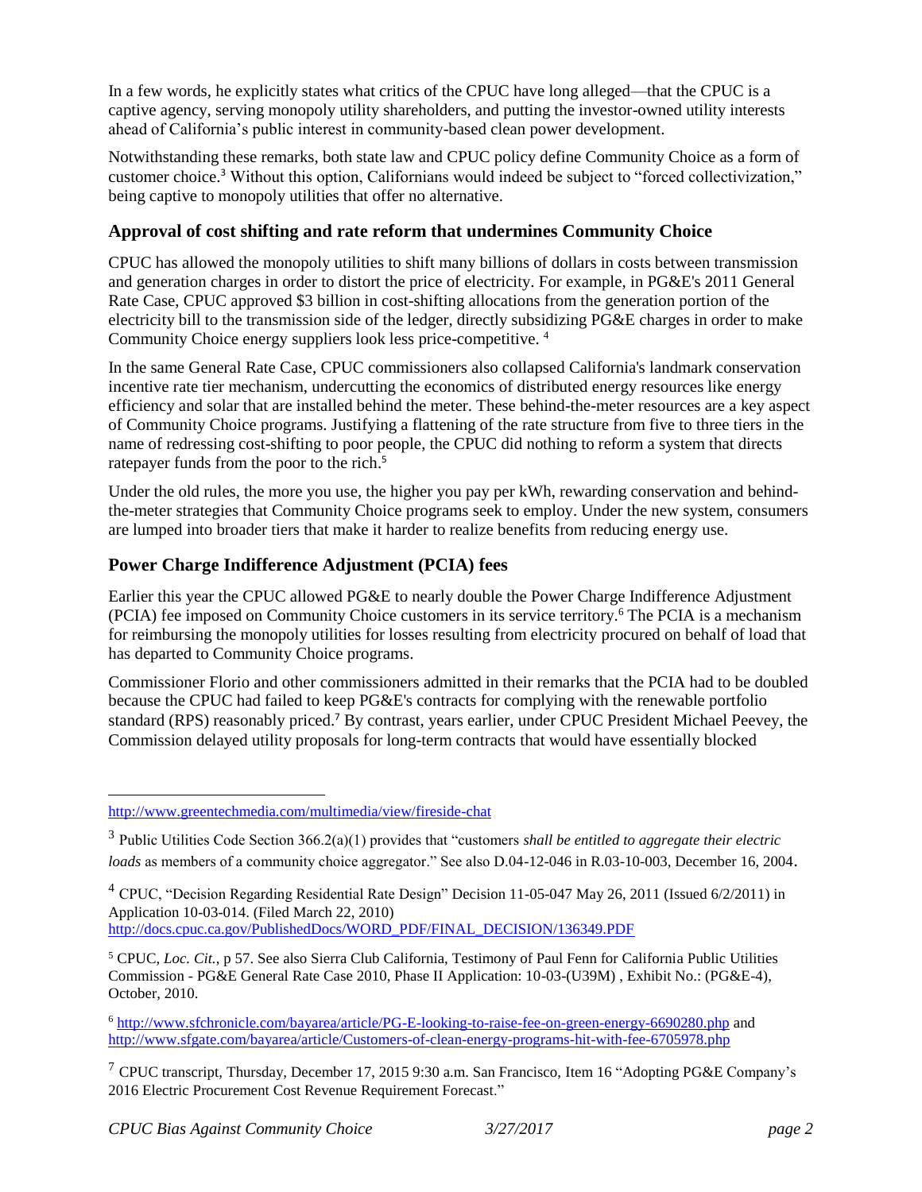In a few words, he explicitly states what critics of the CPUC have long alleged—that the CPUC is a captive agency, serving monopoly utility shareholders, and putting the investor-owned utility interests ahead of California's public interest in community-based clean power development.

Notwithstanding these remarks, both state law and CPUC policy define Community Choice as a form of customer choice.[3] Without this option, Californians would indeed be subject to "forced collectivization," being captive to monopoly utilities that offer no alternative.

### Approval of cost shifting and rate reform that undermines Community Choice

CPUC has allowed the monopoly utilities to shift many billions of dollars in costs between transmission and generation charges in order to distort the price of electricity. For example, in PG&E's 2011 General Rate Case, CPUC approved $3 billion in cost-shifting allocations from the generation portion of the electricity bill to the transmission side of the ledger, directly subsidizing PG&E charges in order to make Community Choice energy suppliers look less price-competitive. [4]

In the same General Rate Case, CPUC commissioners also collapsed California's landmark conservation incentive rate tier mechanism, undercutting the economics of distributed energy resources like energy efficiency and solar that are installed behind the meter. These behind-the-meter resources are a key aspect of Community Choice programs. Justifying a flattening of the rate structure from five to three tiers in the name of redressing cost-shifting to poor people, the CPUC did nothing to reform a system that directs ratepayer funds from the poor to the rich.[5]

Under the old rules, the more you use, the higher you pay per kWh, rewarding conservation and behind-the-meter strategies that Community Choice programs seek to employ. Under the new system, consumers are lumped into broader tiers that make it harder to realize benefits from reducing energy use.

### Power Charge Indifference Adjustment (PCIA) fees

Earlier this year the CPUC allowed PG&E to nearly double the Power Charge Indifference Adjustment (PCIA) fee imposed on Community Choice customers in its service territory.[6] The PCIA is a mechanism for reimbursing the monopoly utilities for losses resulting from electricity procured on behalf of load that has departed to Community Choice programs.

Commissioner Florio and other commissioners admitted in their remarks that the PCIA had to be doubled because the CPUC had failed to keep PG&E's contracts for complying with the renewable portfolio standard (RPS) reasonably priced.[7] By contrast, years earlier, under CPUC President Michael Peevey, the Commission delayed utility proposals for long-term contracts that would have essentially blocked

---

http://www.greentechmedia.com/multimedia/view/fireside-chat

[3] Public Utilities Code Section 366.2(a)(1) provides that "customers *shall be entitled to aggregate their electric loads* as members of a community choice aggregator." See also D.04-12-046 in R.03-10-003, December 16, 2004.

[4] CPUC, "Decision Regarding Residential Rate Design" Decision 11-05-047 May 26, 2011 (Issued 6/2/2011) in Application 10-03-014. (Filed March 22, 2010) http://docs.cpuc.ca.gov/PublishedDocs/WORD_PDF/FINAL_DECISION/136349.PDF

[5] CPUC, *Loc. Cit.,* p 57. See also Sierra Club California, Testimony of Paul Fenn for California Public Utilities Commission - PG&E General Rate Case 2010, Phase II Application: 10-03-(U39M) , Exhibit No.: (PG&E-4), October, 2010.

[6] http://www.sfchronicle.com/bayarea/article/PG-E-looking-to-raise-fee-on-green-energy-6690280.php and http://www.sfgate.com/bayarea/article/Customers-of-clean-energy-programs-hit-with-fee-6705978.php

[7] CPUC transcript, Thursday, December 17, 2015 9:30 a.m. San Francisco, Item 16 "Adopting PG&E Company's 2016 Electric Procurement Cost Revenue Requirement Forecast."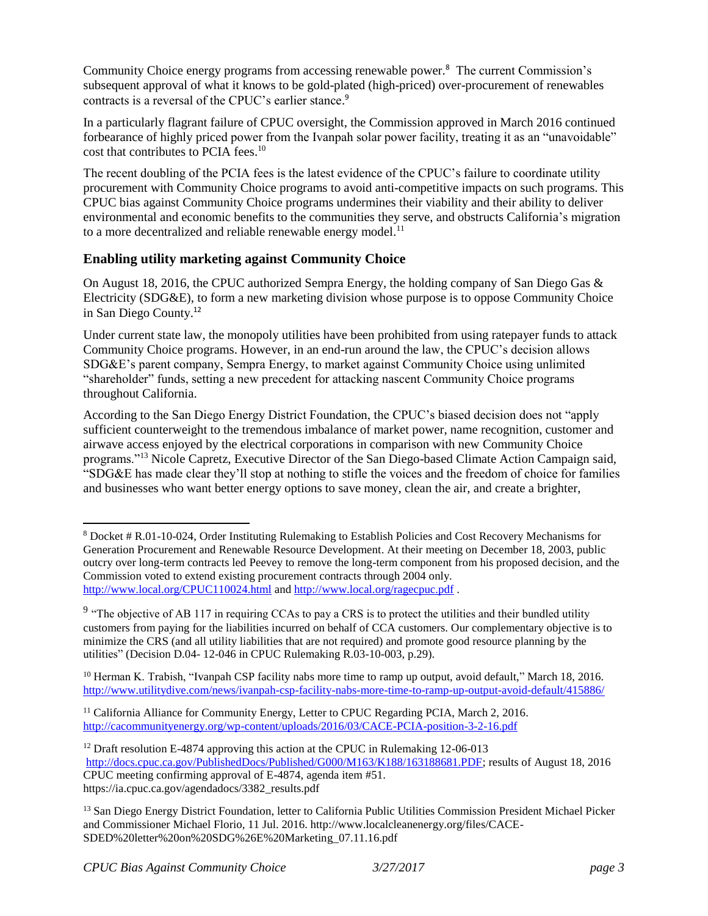Community Choice energy programs from accessing renewable power.[8] The current Commission's subsequent approval of what it knows to be gold-plated (high-priced) over-procurement of renewables contracts is a reversal of the CPUC's earlier stance.[9]

In a particularly flagrant failure of CPUC oversight, the Commission approved in March 2016 continued forbearance of highly priced power from the Ivanpah solar power facility, treating it as an "unavoidable" cost that contributes to PCIA fees.[10]

The recent doubling of the PCIA fees is the latest evidence of the CPUC's failure to coordinate utility procurement with Community Choice programs to avoid anti-competitive impacts on such programs. This CPUC bias against Community Choice programs undermines their viability and their ability to deliver environmental and economic benefits to the communities they serve, and obstructs California's migration to a more decentralized and reliable renewable energy model.[11]

## Enabling utility marketing against Community Choice

On August 18, 2016, the CPUC authorized Sempra Energy, the holding company of San Diego Gas & Electricity (SDG&E), to form a new marketing division whose purpose is to oppose Community Choice in San Diego County.[12]

Under current state law, the monopoly utilities have been prohibited from using ratepayer funds to attack Community Choice programs. However, in an end-run around the law, the CPUC's decision allows SDG&E's parent company, Sempra Energy, to market against Community Choice using unlimited "shareholder" funds, setting a new precedent for attacking nascent Community Choice programs throughout California.

According to the San Diego Energy District Foundation, the CPUC's biased decision does not "apply sufficient counterweight to the tremendous imbalance of market power, name recognition, customer and airwave access enjoyed by the electrical corporations in comparison with new Community Choice programs."[13] Nicole Capretz, Executive Director of the San Diego-based Climate Action Campaign said, "SDG&E has made clear they'll stop at nothing to stifle the voices and the freedom of choice for families and businesses who want better energy options to save money, clean the air, and create a brighter,

---

[8] Docket # R.01-10-024, Order Instituting Rulemaking to Establish Policies and Cost Recovery Mechanisms for Generation Procurement and Renewable Resource Development. At their meeting on December 18, 2003, public outcry over long-term contracts led Peevey to remove the long-term component from his proposed decision, and the Commission voted to extend existing procurement contracts through 2004 only. http://www.local.org/CPUC110024.html and http://www.local.org/ragecpuc.pdf .

[9] "The objective of AB 117 in requiring CCAs to pay a CRS is to protect the utilities and their bundled utility customers from paying for the liabilities incurred on behalf of CCA customers. Our complementary objective is to minimize the CRS (and all utility liabilities that are not required) and promote good resource planning by the utilities" (Decision D.04- 12-046 in CPUC Rulemaking R.03-10-003, p.29).

[10] Herman K. Trabish, "Ivanpah CSP facility nabs more time to ramp up output, avoid default," March 18, 2016. http://www.utilitydive.com/news/ivanpah-csp-facility-nabs-more-time-to-ramp-up-output-avoid-default/415886/

[11] California Alliance for Community Energy, Letter to CPUC Regarding PCIA, March 2, 2016. http://cacommunityenergy.org/wp-content/uploads/2016/03/CACE-PCIA-position-3-2-16.pdf

[12] Draft resolution E-4874 approving this action at the CPUC in Rulemaking 12-06-013 http://docs.cpuc.ca.gov/PublishedDocs/Published/G000/M163/K188/163188681.PDF; results of August 18, 2016 CPUC meeting confirming approval of E-4874, agenda item #51. https://ia.cpuc.ca.gov/agendadocs/3382_results.pdf

[13] San Diego Energy District Foundation, letter to California Public Utilities Commission President Michael Picker and Commissioner Michael Florio, 11 Jul. 2016. http://www.localcleanenergy.org/files/CACE-SDED%20letter%20on%20SDG%26E%20Marketing_07.11.16.pdf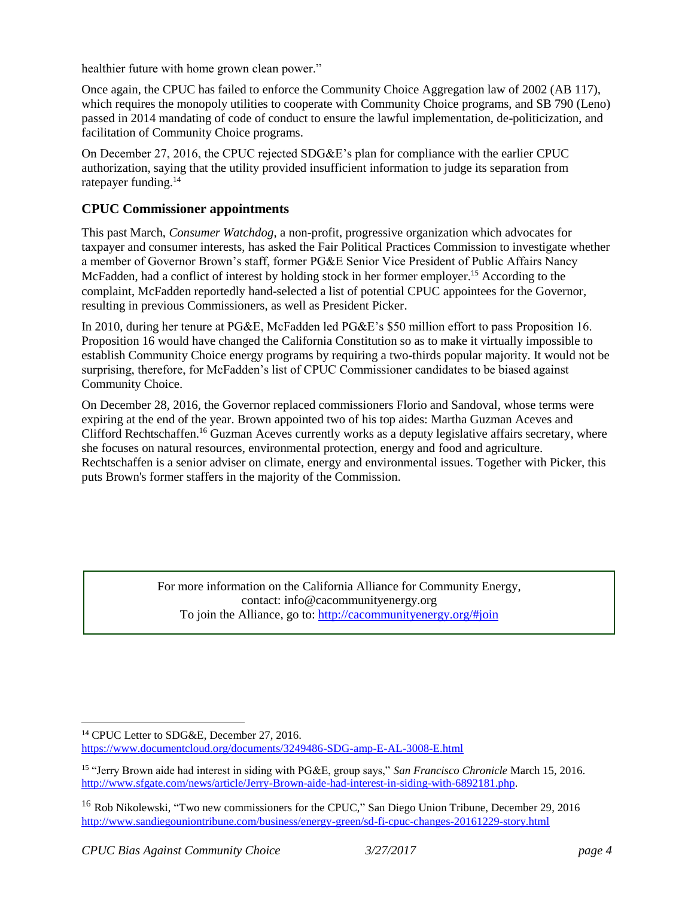healthier future with home grown clean power."

Once again, the CPUC has failed to enforce the Community Choice Aggregation law of 2002 (AB 117), which requires the monopoly utilities to cooperate with Community Choice programs, and SB 790 (Leno) passed in 2014 mandating of code of conduct to ensure the lawful implementation, de-politicization, and facilitation of Community Choice programs.

On December 27, 2016, the CPUC rejected SDG&E's plan for compliance with the earlier CPUC authorization, saying that the utility provided insufficient information to judge its separation from ratepayer funding.[14]

## CPUC Commissioner appointments

This past March, *Consumer Watchdog*, a non-profit, progressive organization which advocates for taxpayer and consumer interests, has asked the Fair Political Practices Commission to investigate whether a member of Governor Brown's staff, former PG&E Senior Vice President of Public Affairs Nancy McFadden, had a conflict of interest by holding stock in her former employer.[15] According to the complaint, McFadden reportedly hand-selected a list of potential CPUC appointees for the Governor, resulting in previous Commissioners, as well as President Picker.

In 2010, during her tenure at PG&E, McFadden led PG&E's $50 million effort to pass Proposition 16. Proposition 16 would have changed the California Constitution so as to make it virtually impossible to establish Community Choice energy programs by requiring a two-thirds popular majority. It would not be surprising, therefore, for McFadden's list of CPUC Commissioner candidates to be biased against Community Choice.

On December 28, 2016, the Governor replaced commissioners Florio and Sandoval, whose terms were expiring at the end of the year. Brown appointed two of his top aides: Martha Guzman Aceves and Clifford Rechtschaffen.[16] Guzman Aceves currently works as a deputy legislative affairs secretary, where she focuses on natural resources, environmental protection, energy and food and agriculture. Rechtschaffen is a senior adviser on climate, energy and environmental issues. Together with Picker, this puts Brown's former staffers in the majority of the Commission.

> For more information on the California Alliance for Community Energy,
> contact: info@cacommunityenergy.org
> To join the Alliance, go to: http://cacommunityenergy.org/#join

---

[14] CPUC Letter to SDG&E, December 27, 2016. https://www.documentcloud.org/documents/3249486-SDG-amp-E-AL-3008-E.html

[15] "Jerry Brown aide had interest in siding with PG&E, group says," *San Francisco Chronicle* March 15, 2016. http://www.sfgate.com/news/article/Jerry-Brown-aide-had-interest-in-siding-with-6892181.php.

[16] Rob Nikolewski, "Two new commissioners for the CPUC," San Diego Union Tribune, December 29, 2016 http://www.sandiegouniontribune.com/business/energy-green/sd-fi-cpuc-changes-20161229-story.html